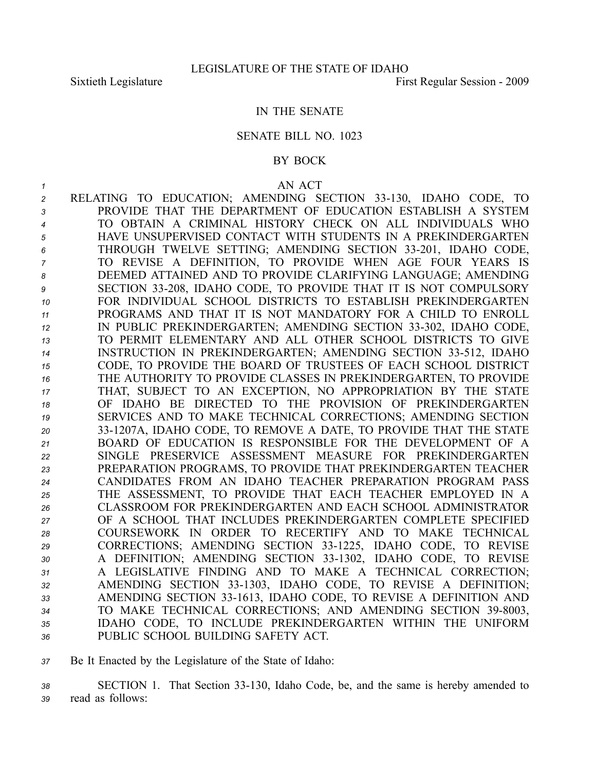LEGISLATURE OF THE STATE OF IDAHO

Sixtieth Legislature First Regular Session - 2009

# IN THE SENATE

## SENATE BILL NO. 1023

### BY BOCK

AN ACT

RELATING TO EDUCATION; AMENDING SECTION 33-130, IDAHO CODE, TO PROVIDE THAT THE DEPARTMENT OF EDUCATION ESTABLISH A SYSTEM TO OBTAIN A CRIMINAL HISTORY CHECK ON ALL INDIVIDUALS WHO HAVE UNSUPERVISED CONTACT WITH STUDENTS IN A PREKINDERGARTEN THROUGH TWELVE SETTING; AMENDING SECTION 33-201, IDAHO CODE, TO REVISE A DEFINITION, TO PROVIDE WHEN AGE FOUR YEARS IS DEEMED ATTAINED AND TO PROVIDE CLARIFYING LANGUAGE; AMENDING SECTION 33-208, IDAHO CODE, TO PROVIDE THAT IT IS NOT COMPULSORY FOR INDIVIDUAL SCHOOL DISTRICTS TO ESTABLISH PREKINDERGARTEN PROGRAMS AND THAT IT IS NOT MANDATORY FOR A CHILD TO ENROLL IN PUBLIC PREKINDERGARTEN; AMENDING SECTION 33-302, IDAHO CODE, TO PERMIT ELEMENTARY AND ALL OTHER SCHOOL DISTRICTS TO GIVE INSTRUCTION IN PREKINDERGARTEN; AMENDING SECTION 33-512, IDAHO CODE, TO PROVIDE THE BOARD OF TRUSTEES OF EACH SCHOOL DISTRICT THE AUTHORITY TO PROVIDE CLASSES IN PREKINDERGARTEN, TO PROVIDE THAT, SUBJECT TO AN EXCEPTION, NO APPROPRIATION BY THE STATE OF IDAHO BE DIRECTED TO THE PROVISION OF PREKINDERGARTEN SERVICES AND TO MAKE TECHNICAL CORRECTIONS; AMENDING SECTION 33-1207A, IDAHO CODE, TO REMOVE A DATE, TO PROVIDE THAT THE STATE BOARD OF EDUCATION IS RESPONSIBLE FOR THE DEVELOPMENT OF A SINGLE PRESERVICE ASSESSMENT MEASURE FOR PREKINDERGARTEN PREPARATION PROGRAMS, TO PROVIDE THAT PREKINDERGARTEN TEACHER CANDIDATES FROM AN IDAHO TEACHER PREPARATION PROGRAM PASS THE ASSESSMENT, TO PROVIDE THAT EACH TEACHER EMPLOYED IN A CLASSROOM FOR PREKINDERGARTEN AND EACH SCHOOL ADMINISTRATOR OF A SCHOOL THAT INCLUDES PREKINDERGARTEN COMPLETE SPECIFIED COURSEWORK IN ORDER TO RECERTIFY AND TO MAKE TECHNICAL CORRECTIONS; AMENDING SECTION 33-1225, IDAHO CODE, TO REVISE A DEFINITION; AMENDING SECTION 33-1302, IDAHO CODE, TO REVISE A LEGISLATIVE FINDING AND TO MAKE A TECHNICAL CORRECTION; AMENDING SECTION 33-1303, IDAHO CODE, TO REVISE A DEFINITION; AMENDING SECTION 33-1613, IDAHO CODE, TO REVISE A DEFINITION AND TO MAKE TECHNICAL CORRECTIONS; AND AMENDING SECTION 39-8003, IDAHO CODE, TO INCLUDE PREKINDERGARTEN WITHIN THE UNIFORM PUBLIC SCHOOL BUILDING SAFETY ACT.

Be It Enacted by the Legislature of the State of Idaho:

SECTION 1. That Section 33-130, Idaho Code, be, and the same is hereby amended to read as follows: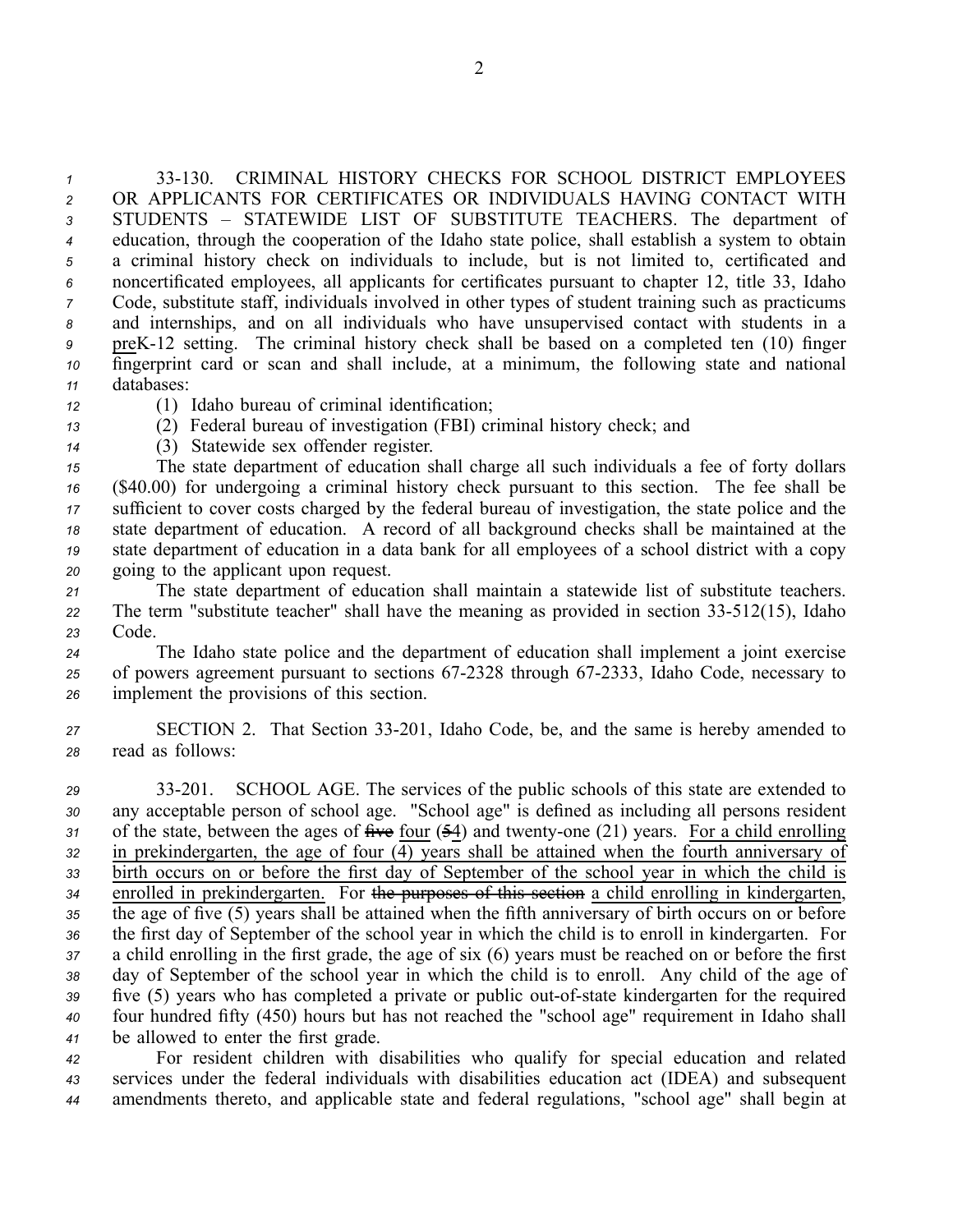33-130. CRIMINAL HISTORY CHECKS FOR SCHOOL DISTRICT EMPLOYEES OR APPLICANTS FOR CERTIFICATES OR INDIVIDUALS HAVING CONTACT WITH STUDENTS – STATEWIDE LIST OF SUBSTITUTE TEACHERS. The department of education, through the cooperation of the Idaho state police, shall establish a system to obtain a criminal history check on individuals to include, but is not limited to, certificated and noncertificated employees, all applicants for certificates pursuant to chapter 12, title 33, Idaho Code, substitute staff, individuals involved in other types of student training such as practicums and internships, and on all individuals who have unsupervised contact with students in a <u>pre</u>K-12 setting. The criminal history check shall be based on a completed ten (10) finger fingerprint card or scan and shall include, at a minimum, the following state and national databases:

(1) Idaho bureau of criminal identification;

(2) Federal bureau of investigation (FBI) criminal history check; and

(3) Statewide sex offender register.

The state department of education shall charge all such individuals a fee of forty dollars ($40.00) for undergoing a criminal history check pursuant to this section. The fee shall be sufficient to cover costs charged by the federal bureau of investigation, the state police and the state department of education. A record of all background checks shall be maintained at the state department of education in a data bank for all employees of a school district with a copy going to the applicant upon request.

The state department of education shall maintain a statewide list of substitute teachers. The term "substitute teacher" shall have the meaning as provided in section 33-512(15), Idaho Code.

The Idaho state police and the department of education shall implement a joint exercise of powers agreement pursuant to sections 67-2328 through 67-2333, Idaho Code, necessary to implement the provisions of this section.

SECTION 2. That Section 33-201, Idaho Code, be, and the same is hereby amended to read as follows:

33-201. SCHOOL AGE. The services of the public schools of this state are extended to any acceptable person of school age. "School age" is defined as including all persons resident of the state, between the ages of ~~five~~ <u>four</u> (~~5~~<u>4</u>) and twenty-one (21) years. <u>For a child enrolling in prekindergarten, the age of four (4) years shall be attained when the fourth anniversary of birth occurs on or before the first day of September of the school year in which the child is enrolled in prekindergarten.</u> For ~~the purposes of this section~~ <u>a child enrolling in kindergarten</u>, the age of five (5) years shall be attained when the fifth anniversary of birth occurs on or before the first day of September of the school year in which the child is to enroll in kindergarten. For a child enrolling in the first grade, the age of six (6) years must be reached on or before the first day of September of the school year in which the child is to enroll. Any child of the age of five (5) years who has completed a private or public out-of-state kindergarten for the required four hundred fifty (450) hours but has not reached the "school age" requirement in Idaho shall be allowed to enter the first grade.

For resident children with disabilities who qualify for special education and related services under the federal individuals with disabilities education act (IDEA) and subsequent amendments thereto, and applicable state and federal regulations, "school age" shall begin at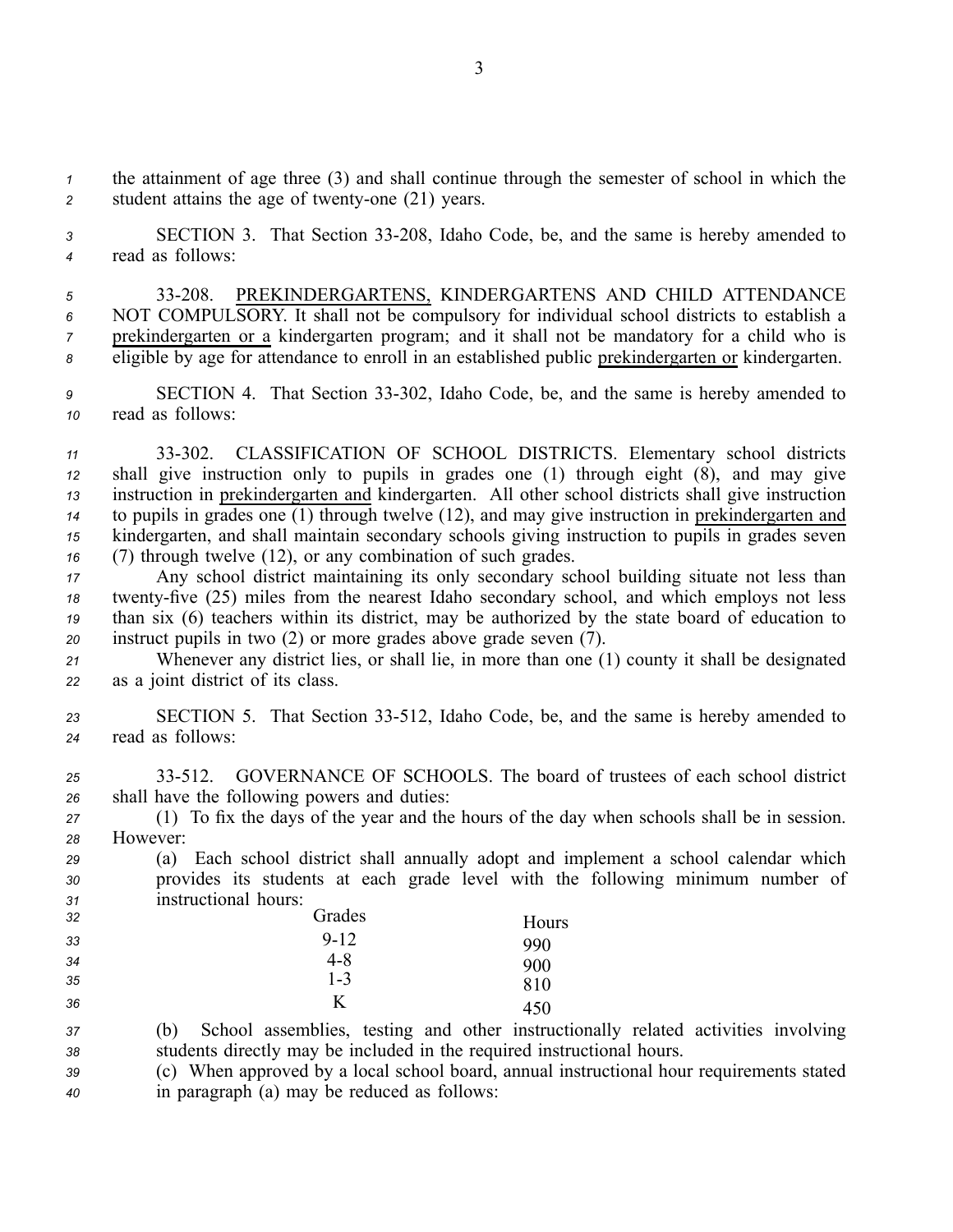the attainment of age three (3) and shall continue through the semester of school in which the student attains the age of twenty-one (21) years.

SECTION 3. That Section 33-208, Idaho Code, be, and the same is hereby amended to read as follows:

33-208. PREKINDERGARTENS, KINDERGARTENS AND CHILD ATTENDANCE NOT COMPULSORY. It shall not be compulsory for individual school districts to establish a prekindergarten or a kindergarten program; and it shall not be mandatory for a child who is eligible by age for attendance to enroll in an established public prekindergarten or kindergarten.

SECTION 4. That Section 33-302, Idaho Code, be, and the same is hereby amended to read as follows:

33-302. CLASSIFICATION OF SCHOOL DISTRICTS. Elementary school districts shall give instruction only to pupils in grades one (1) through eight (8), and may give instruction in prekindergarten and kindergarten. All other school districts shall give instruction to pupils in grades one (1) through twelve (12), and may give instruction in prekindergarten and kindergarten, and shall maintain secondary schools giving instruction to pupils in grades seven (7) through twelve (12), or any combination of such grades.

Any school district maintaining its only secondary school building situate not less than twenty-five (25) miles from the nearest Idaho secondary school, and which employs not less than six (6) teachers within its district, may be authorized by the state board of education to instruct pupils in two (2) or more grades above grade seven (7).

Whenever any district lies, or shall lie, in more than one (1) county it shall be designated as a joint district of its class.

SECTION 5. That Section 33-512, Idaho Code, be, and the same is hereby amended to read as follows:

33-512. GOVERNANCE OF SCHOOLS. The board of trustees of each school district shall have the following powers and duties:

(1) To fix the days of the year and the hours of the day when schools shall be in session. However:

(a) Each school district shall annually adopt and implement a school calendar which provides its students at each grade level with the following minimum number of instructional hours:

| Grades | Hours |
|---|---|
| 9-12 | 990 |
| 4-8 | 900 |
| 1-3 | 810 |
| K | 450 |

(b) School assemblies, testing and other instructionally related activities involving students directly may be included in the required instructional hours.

(c) When approved by a local school board, annual instructional hour requirements stated in paragraph (a) may be reduced as follows: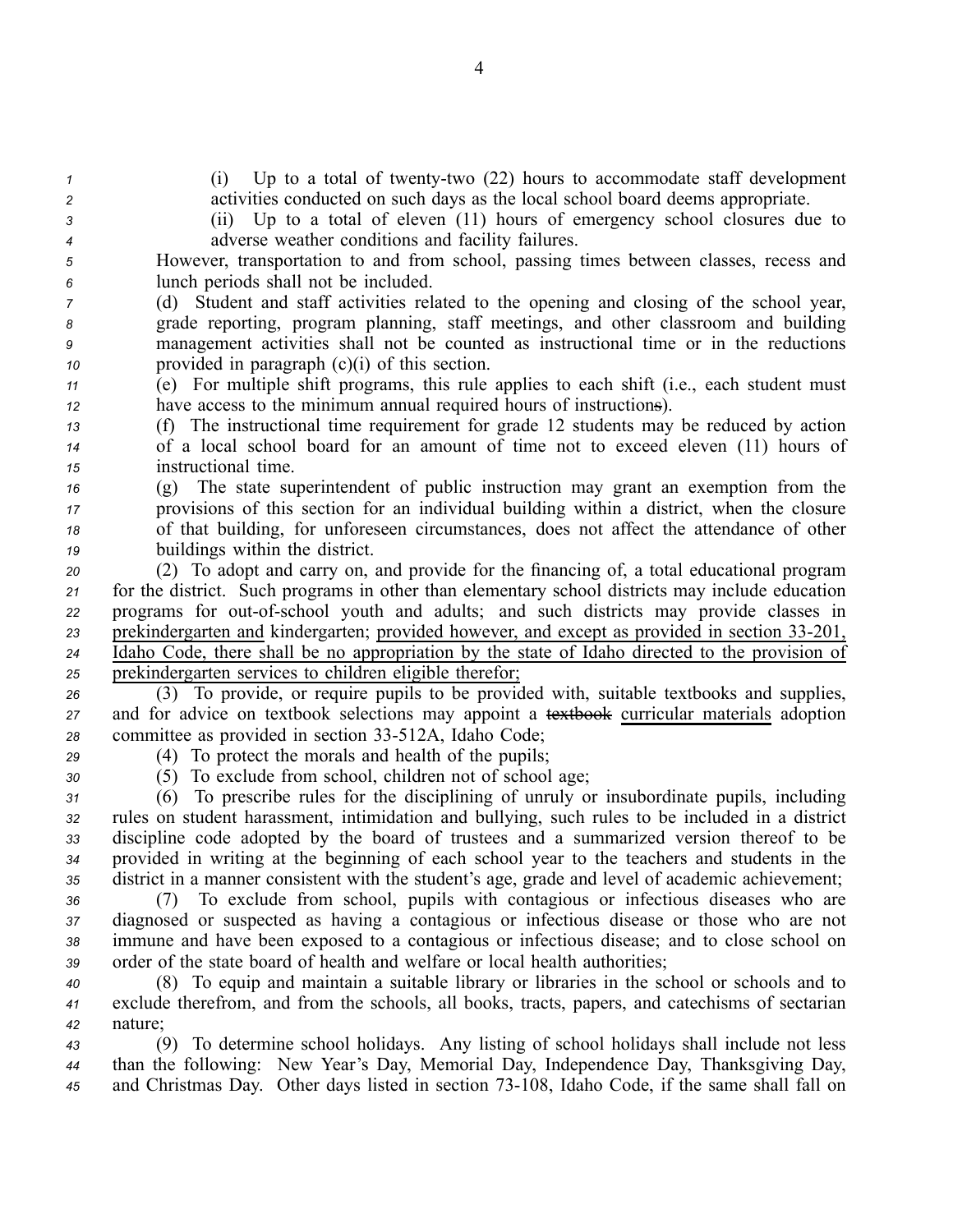(i) Up to a total of twenty-two (22) hours to accommodate staff development activities conducted on such days as the local school board deems appropriate.

(ii) Up to a total of eleven (11) hours of emergency school closures due to adverse weather conditions and facility failures.

However, transportation to and from school, passing times between classes, recess and lunch periods shall not be included.

(d) Student and staff activities related to the opening and closing of the school year, grade reporting, program planning, staff meetings, and other classroom and building management activities shall not be counted as instructional time or in the reductions provided in paragraph (c)(i) of this section.

(e) For multiple shift programs, this rule applies to each shift (i.e., each student must have access to the minimum annual required hours of instruction~~s~~).

(f) The instructional time requirement for grade 12 students may be reduced by action of a local school board for an amount of time not to exceed eleven (11) hours of instructional time.

(g) The state superintendent of public instruction may grant an exemption from the provisions of this section for an individual building within a district, when the closure of that building, for unforeseen circumstances, does not affect the attendance of other buildings within the district.

(2) To adopt and carry on, and provide for the financing of, a total educational program for the district. Such programs in other than elementary school districts may include education programs for out-of-school youth and adults; and such districts may provide classes in <u>prekindergarten and</u> kindergarten; <u>provided however, and except as provided in section 33-201, Idaho Code, there shall be no appropriation by the state of Idaho directed to the provision of prekindergarten services to children eligible therefor;</u>

(3) To provide, or require pupils to be provided with, suitable textbooks and supplies, and for advice on textbook selections may appoint a ~~textbook~~ <u>curricular materials</u> adoption committee as provided in section 33-512A, Idaho Code;

(4) To protect the morals and health of the pupils;

(5) To exclude from school, children not of school age;

(6) To prescribe rules for the disciplining of unruly or insubordinate pupils, including rules on student harassment, intimidation and bullying, such rules to be included in a district discipline code adopted by the board of trustees and a summarized version thereof to be provided in writing at the beginning of each school year to the teachers and students in the district in a manner consistent with the student's age, grade and level of academic achievement;

(7) To exclude from school, pupils with contagious or infectious diseases who are diagnosed or suspected as having a contagious or infectious disease or those who are not immune and have been exposed to a contagious or infectious disease; and to close school on order of the state board of health and welfare or local health authorities;

(8) To equip and maintain a suitable library or libraries in the school or schools and to exclude therefrom, and from the schools, all books, tracts, papers, and catechisms of sectarian nature;

(9) To determine school holidays. Any listing of school holidays shall include not less than the following: New Year's Day, Memorial Day, Independence Day, Thanksgiving Day, and Christmas Day. Other days listed in section 73-108, Idaho Code, if the same shall fall on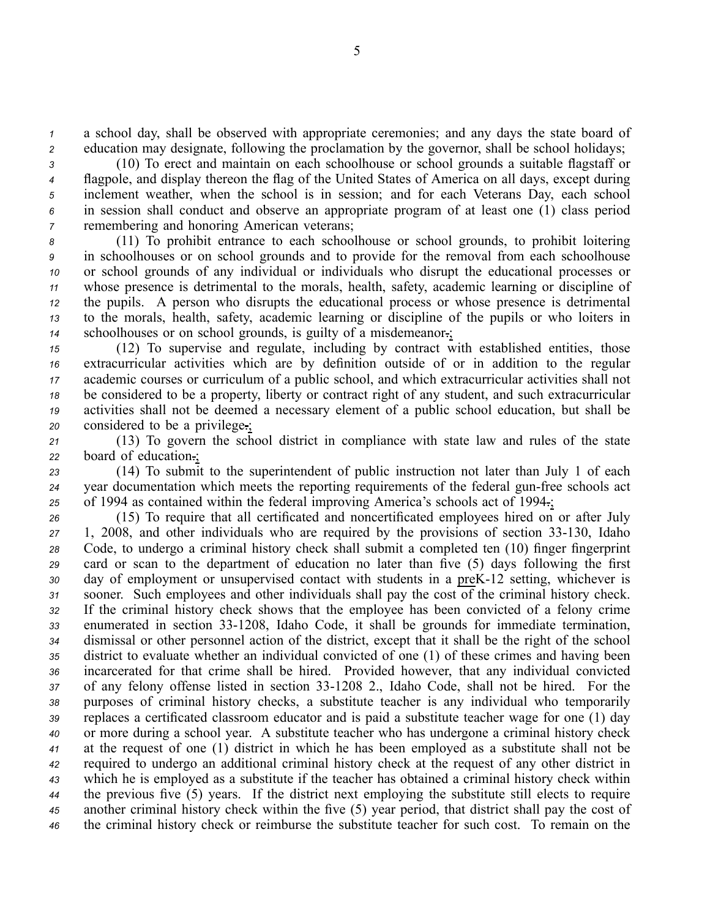a school day, shall be observed with appropriate ceremonies; and any days the state board of education may designate, following the proclamation by the governor, shall be school holidays;

(10) To erect and maintain on each schoolhouse or school grounds a suitable flagstaff or flagpole, and display thereon the flag of the United States of America on all days, except during inclement weather, when the school is in session; and for each Veterans Day, each school in session shall conduct and observe an appropriate program of at least one (1) class period remembering and honoring American veterans;

(11) To prohibit entrance to each schoolhouse or school grounds, to prohibit loitering in schoolhouses or on school grounds and to provide for the removal from each schoolhouse or school grounds of any individual or individuals who disrupt the educational processes or whose presence is detrimental to the morals, health, safety, academic learning or discipline of the pupils. A person who disrupts the educational process or whose presence is detrimental to the morals, health, safety, academic learning or discipline of the pupils or who loiters in schoolhouses or on school grounds, is guilty of a misdemeanor.;

(12) To supervise and regulate, including by contract with established entities, those extracurricular activities which are by definition outside of or in addition to the regular academic courses or curriculum of a public school, and which extracurricular activities shall not be considered to be a property, liberty or contract right of any student, and such extracurricular activities shall not be deemed a necessary element of a public school education, but shall be considered to be a privilege.;

(13) To govern the school district in compliance with state law and rules of the state board of education.;

(14) To submit to the superintendent of public instruction not later than July 1 of each year documentation which meets the reporting requirements of the federal gun-free schools act of 1994 as contained within the federal improving America's schools act of 1994.;

(15) To require that all certificated and noncertificated employees hired on or after July 1, 2008, and other individuals who are required by the provisions of section 33-130, Idaho Code, to undergo a criminal history check shall submit a completed ten (10) finger fingerprint card or scan to the department of education no later than five (5) days following the first day of employment or unsupervised contact with students in a preK-12 setting, whichever is sooner. Such employees and other individuals shall pay the cost of the criminal history check. If the criminal history check shows that the employee has been convicted of a felony crime enumerated in section 33-1208, Idaho Code, it shall be grounds for immediate termination, dismissal or other personnel action of the district, except that it shall be the right of the school district to evaluate whether an individual convicted of one (1) of these crimes and having been incarcerated for that crime shall be hired. Provided however, that any individual convicted of any felony offense listed in section 33-1208 2., Idaho Code, shall not be hired. For the purposes of criminal history checks, a substitute teacher is any individual who temporarily replaces a certificated classroom educator and is paid a substitute teacher wage for one (1) day or more during a school year. A substitute teacher who has undergone a criminal history check at the request of one (1) district in which he has been employed as a substitute shall not be required to undergo an additional criminal history check at the request of any other district in which he is employed as a substitute if the teacher has obtained a criminal history check within the previous five (5) years. If the district next employing the substitute still elects to require another criminal history check within the five (5) year period, that district shall pay the cost of the criminal history check or reimburse the substitute teacher for such cost. To remain on the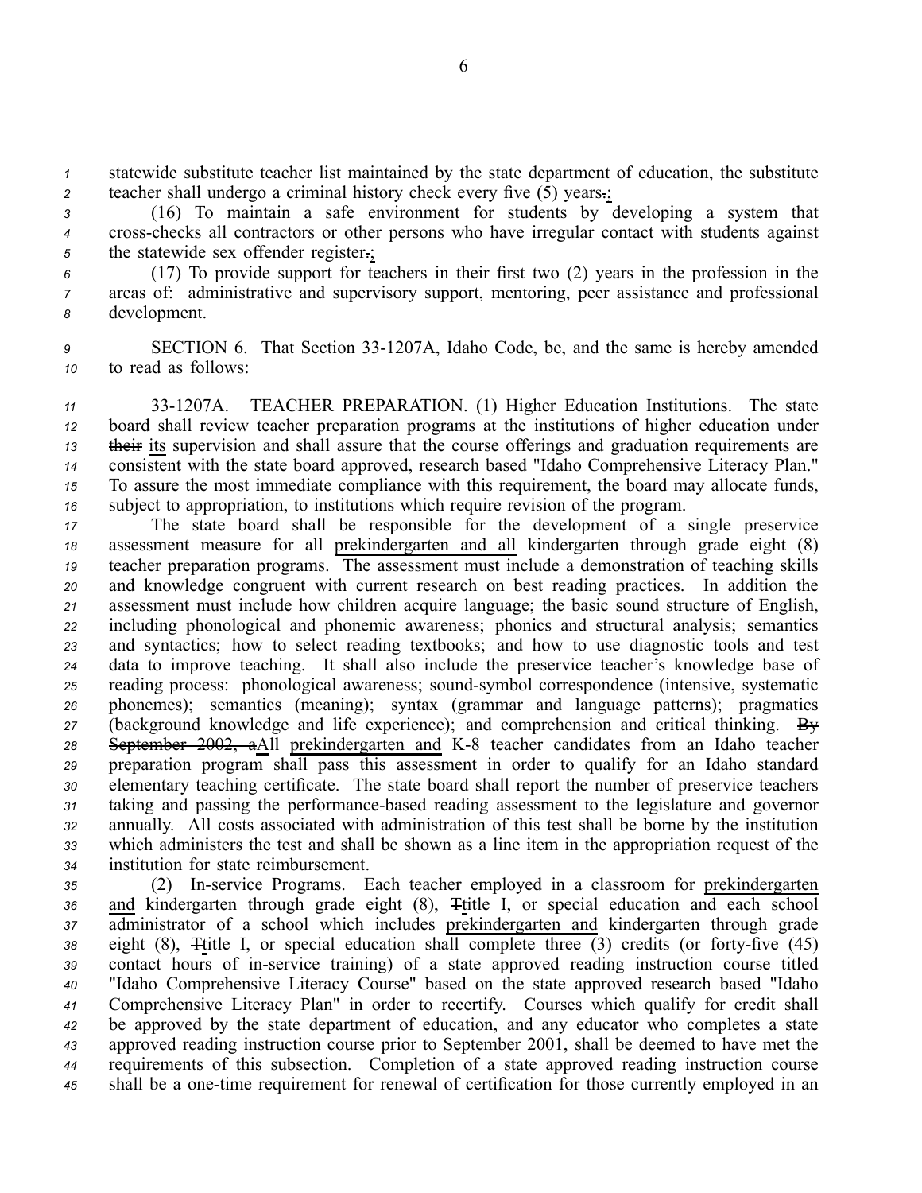statewide substitute teacher list maintained by the state department of education, the substitute teacher shall undergo a criminal history check every five (5) years~~.~~;

(16) To maintain a safe environment for students by developing a system that cross-checks all contractors or other persons who have irregular contact with students against the statewide sex offender register~~.~~;

(17) To provide support for teachers in their first two (2) years in the profession in the areas of: administrative and supervisory support, mentoring, peer assistance and professional development.

SECTION 6. That Section 33-1207A, Idaho Code, be, and the same is hereby amended to read as follows:

33-1207A. TEACHER PREPARATION. (1) Higher Education Institutions. The state board shall review teacher preparation programs at the institutions of higher education under ~~their~~ its supervision and shall assure that the course offerings and graduation requirements are consistent with the state board approved, research based "Idaho Comprehensive Literacy Plan." To assure the most immediate compliance with this requirement, the board may allocate funds, subject to appropriation, to institutions which require revision of the program.

The state board shall be responsible for the development of a single preservice assessment measure for all prekindergarten and all kindergarten through grade eight (8) teacher preparation programs. The assessment must include a demonstration of teaching skills and knowledge congruent with current research on best reading practices. In addition the assessment must include how children acquire language; the basic sound structure of English, including phonological and phonemic awareness; phonics and structural analysis; semantics and syntactics; how to select reading textbooks; and how to use diagnostic tools and test data to improve teaching. It shall also include the preservice teacher's knowledge base of reading process: phonological awareness; sound-symbol correspondence (intensive, systematic phonemes); semantics (meaning); syntax (grammar and language patterns); pragmatics (background knowledge and life experience); and comprehension and critical thinking. ~~By September 2002, a~~All prekindergarten and K-8 teacher candidates from an Idaho teacher preparation program shall pass this assessment in order to qualify for an Idaho standard elementary teaching certificate. The state board shall report the number of preservice teachers taking and passing the performance-based reading assessment to the legislature and governor annually. All costs associated with administration of this test shall be borne by the institution which administers the test and shall be shown as a line item in the appropriation request of the institution for state reimbursement.

(2) In-service Programs. Each teacher employed in a classroom for prekindergarten and kindergarten through grade eight (8), ~~T~~title I, or special education and each school administrator of a school which includes prekindergarten and kindergarten through grade eight (8), ~~T~~title I, or special education shall complete three (3) credits (or forty-five (45) contact hours of in-service training) of a state approved reading instruction course titled "Idaho Comprehensive Literacy Course" based on the state approved research based "Idaho Comprehensive Literacy Plan" in order to recertify. Courses which qualify for credit shall be approved by the state department of education, and any educator who completes a state approved reading instruction course prior to September 2001, shall be deemed to have met the requirements of this subsection. Completion of a state approved reading instruction course shall be a one-time requirement for renewal of certification for those currently employed in an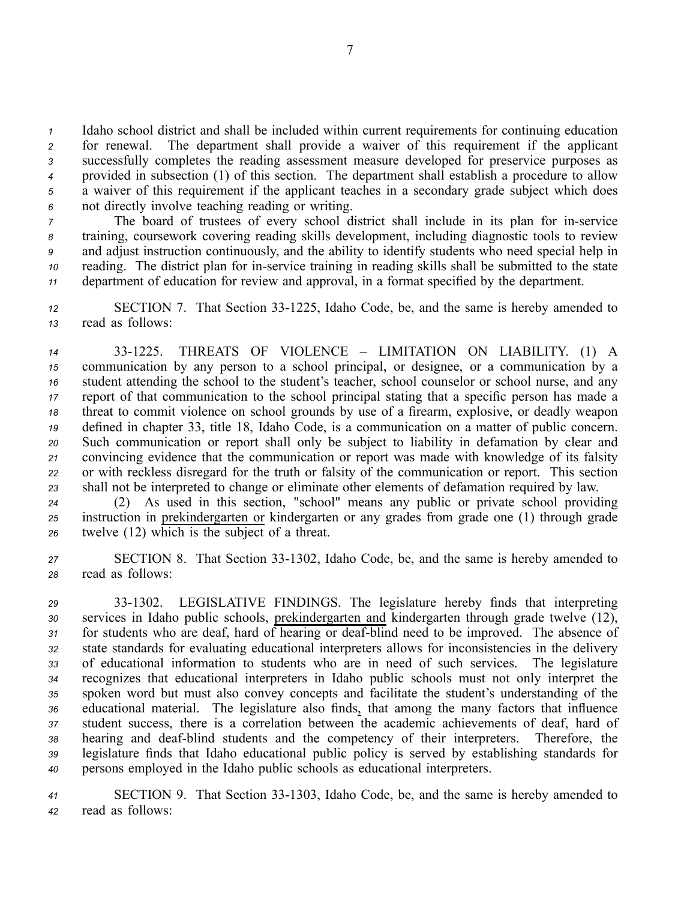Idaho school district and shall be included within current requirements for continuing education for renewal. The department shall provide a waiver of this requirement if the applicant successfully completes the reading assessment measure developed for preservice purposes as provided in subsection (1) of this section. The department shall establish a procedure to allow a waiver of this requirement if the applicant teaches in a secondary grade subject which does not directly involve teaching reading or writing.

The board of trustees of every school district shall include in its plan for in-service training, coursework covering reading skills development, including diagnostic tools to review and adjust instruction continuously, and the ability to identify students who need special help in reading. The district plan for in-service training in reading skills shall be submitted to the state department of education for review and approval, in a format specified by the department.

SECTION 7. That Section 33-1225, Idaho Code, be, and the same is hereby amended to read as follows:

33-1225. THREATS OF VIOLENCE – LIMITATION ON LIABILITY. (1) A communication by any person to a school principal, or designee, or a communication by a student attending the school to the student's teacher, school counselor or school nurse, and any report of that communication to the school principal stating that a specific person has made a threat to commit violence on school grounds by use of a firearm, explosive, or deadly weapon defined in chapter 33, title 18, Idaho Code, is a communication on a matter of public concern. Such communication or report shall only be subject to liability in defamation by clear and convincing evidence that the communication or report was made with knowledge of its falsity or with reckless disregard for the truth or falsity of the communication or report. This section shall not be interpreted to change or eliminate other elements of defamation required by law.

(2) As used in this section, "school" means any public or private school providing instruction in <u>prekindergarten or</u> kindergarten or any grades from grade one (1) through grade twelve (12) which is the subject of a threat.

SECTION 8. That Section 33-1302, Idaho Code, be, and the same is hereby amended to read as follows:

33-1302. LEGISLATIVE FINDINGS. The legislature hereby finds that interpreting services in Idaho public schools, <u>prekindergarten and</u> kindergarten through grade twelve (12), for students who are deaf, hard of hearing or deaf-blind need to be improved. The absence of state standards for evaluating educational interpreters allows for inconsistencies in the delivery of educational information to students who are in need of such services. The legislature recognizes that educational interpreters in Idaho public schools must not only interpret the spoken word but must also convey concepts and facilitate the student's understanding of the educational material. The legislature also finds<u>,</u> that among the many factors that influence student success, there is a correlation between the academic achievements of deaf, hard of hearing and deaf-blind students and the competency of their interpreters. Therefore, the legislature finds that Idaho educational public policy is served by establishing standards for persons employed in the Idaho public schools as educational interpreters.

SECTION 9. That Section 33-1303, Idaho Code, be, and the same is hereby amended to read as follows: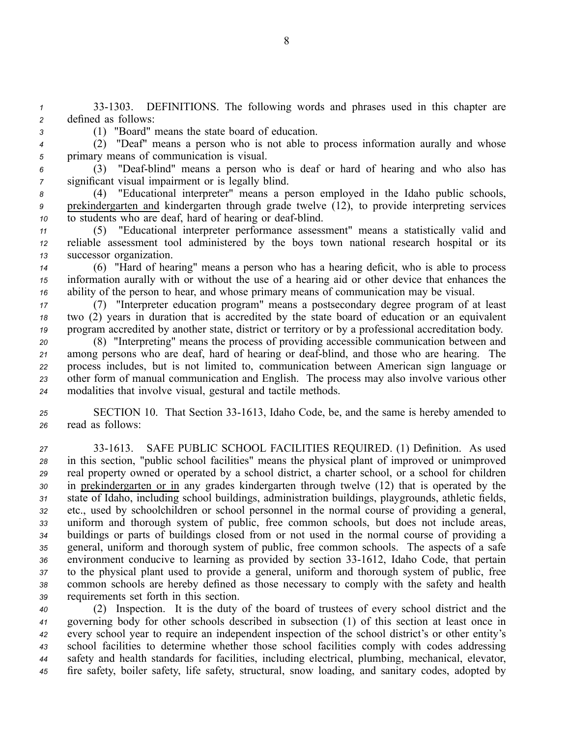33-1303. DEFINITIONS. The following words and phrases used in this chapter are defined as follows:

(1) "Board" means the state board of education.

(2) "Deaf" means a person who is not able to process information aurally and whose primary means of communication is visual.

(3) "Deaf-blind" means a person who is deaf or hard of hearing and who also has significant visual impairment or is legally blind.

(4) "Educational interpreter" means a person employed in the Idaho public schools, prekindergarten and kindergarten through grade twelve (12), to provide interpreting services to students who are deaf, hard of hearing or deaf-blind.

(5) "Educational interpreter performance assessment" means a statistically valid and reliable assessment tool administered by the boys town national research hospital or its successor organization.

(6) "Hard of hearing" means a person who has a hearing deficit, who is able to process information aurally with or without the use of a hearing aid or other device that enhances the ability of the person to hear, and whose primary means of communication may be visual.

(7) "Interpreter education program" means a postsecondary degree program of at least two (2) years in duration that is accredited by the state board of education or an equivalent program accredited by another state, district or territory or by a professional accreditation body.

(8) "Interpreting" means the process of providing accessible communication between and among persons who are deaf, hard of hearing or deaf-blind, and those who are hearing. The process includes, but is not limited to, communication between American sign language or other form of manual communication and English. The process may also involve various other modalities that involve visual, gestural and tactile methods.

SECTION 10. That Section 33-1613, Idaho Code, be, and the same is hereby amended to read as follows:

33-1613. SAFE PUBLIC SCHOOL FACILITIES REQUIRED. (1) Definition. As used in this section, "public school facilities" means the physical plant of improved or unimproved real property owned or operated by a school district, a charter school, or a school for children in prekindergarten or in any grades kindergarten through twelve (12) that is operated by the state of Idaho, including school buildings, administration buildings, playgrounds, athletic fields, etc., used by schoolchildren or school personnel in the normal course of providing a general, uniform and thorough system of public, free common schools, but does not include areas, buildings or parts of buildings closed from or not used in the normal course of providing a general, uniform and thorough system of public, free common schools. The aspects of a safe environment conducive to learning as provided by section 33-1612, Idaho Code, that pertain to the physical plant used to provide a general, uniform and thorough system of public, free common schools are hereby defined as those necessary to comply with the safety and health requirements set forth in this section.

(2) Inspection. It is the duty of the board of trustees of every school district and the governing body for other schools described in subsection (1) of this section at least once in every school year to require an independent inspection of the school district's or other entity's school facilities to determine whether those school facilities comply with codes addressing safety and health standards for facilities, including electrical, plumbing, mechanical, elevator, fire safety, boiler safety, life safety, structural, snow loading, and sanitary codes, adopted by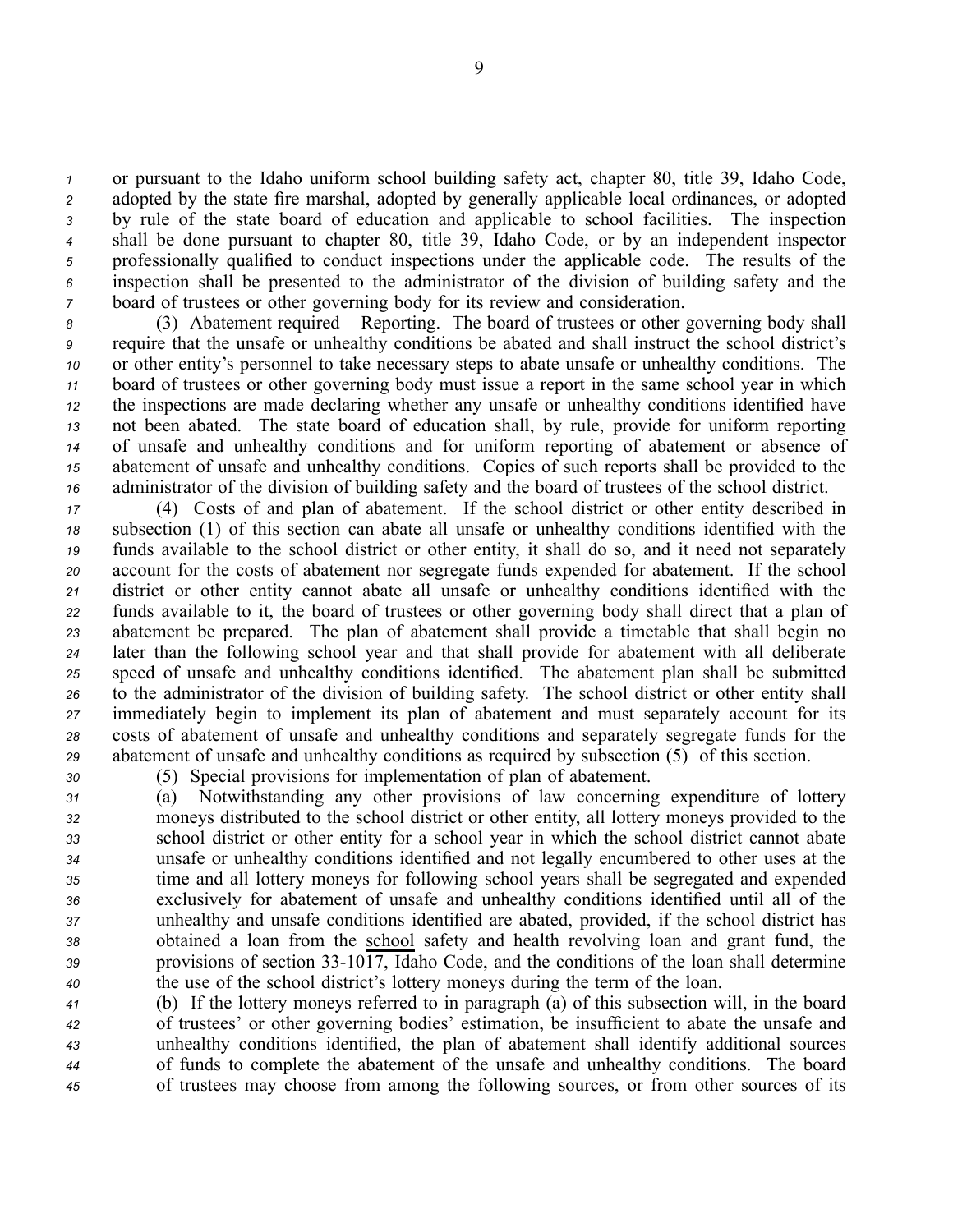or pursuant to the Idaho uniform school building safety act, chapter 80, title 39, Idaho Code, adopted by the state fire marshal, adopted by generally applicable local ordinances, or adopted by rule of the state board of education and applicable to school facilities. The inspection shall be done pursuant to chapter 80, title 39, Idaho Code, or by an independent inspector professionally qualified to conduct inspections under the applicable code. The results of the inspection shall be presented to the administrator of the division of building safety and the board of trustees or other governing body for its review and consideration.

(3) Abatement required – Reporting. The board of trustees or other governing body shall require that the unsafe or unhealthy conditions be abated and shall instruct the school district's or other entity's personnel to take necessary steps to abate unsafe or unhealthy conditions. The board of trustees or other governing body must issue a report in the same school year in which the inspections are made declaring whether any unsafe or unhealthy conditions identified have not been abated. The state board of education shall, by rule, provide for uniform reporting of unsafe and unhealthy conditions and for uniform reporting of abatement or absence of abatement of unsafe and unhealthy conditions. Copies of such reports shall be provided to the administrator of the division of building safety and the board of trustees of the school district.

(4) Costs of and plan of abatement. If the school district or other entity described in subsection (1) of this section can abate all unsafe or unhealthy conditions identified with the funds available to the school district or other entity, it shall do so, and it need not separately account for the costs of abatement nor segregate funds expended for abatement. If the school district or other entity cannot abate all unsafe or unhealthy conditions identified with the funds available to it, the board of trustees or other governing body shall direct that a plan of abatement be prepared. The plan of abatement shall provide a timetable that shall begin no later than the following school year and that shall provide for abatement with all deliberate speed of unsafe and unhealthy conditions identified. The abatement plan shall be submitted to the administrator of the division of building safety. The school district or other entity shall immediately begin to implement its plan of abatement and must separately account for its costs of abatement of unsafe and unhealthy conditions and separately segregate funds for the abatement of unsafe and unhealthy conditions as required by subsection (5) of this section.

(5) Special provisions for implementation of plan of abatement.

(a) Notwithstanding any other provisions of law concerning expenditure of lottery moneys distributed to the school district or other entity, all lottery moneys provided to the school district or other entity for a school year in which the school district cannot abate unsafe or unhealthy conditions identified and not legally encumbered to other uses at the time and all lottery moneys for following school years shall be segregated and expended exclusively for abatement of unsafe and unhealthy conditions identified until all of the unhealthy and unsafe conditions identified are abated, provided, if the school district has obtained a loan from the school safety and health revolving loan and grant fund, the provisions of section 33-1017, Idaho Code, and the conditions of the loan shall determine the use of the school district's lottery moneys during the term of the loan.

(b) If the lottery moneys referred to in paragraph (a) of this subsection will, in the board of trustees' or other governing bodies' estimation, be insufficient to abate the unsafe and unhealthy conditions identified, the plan of abatement shall identify additional sources of funds to complete the abatement of the unsafe and unhealthy conditions. The board of trustees may choose from among the following sources, or from other sources of its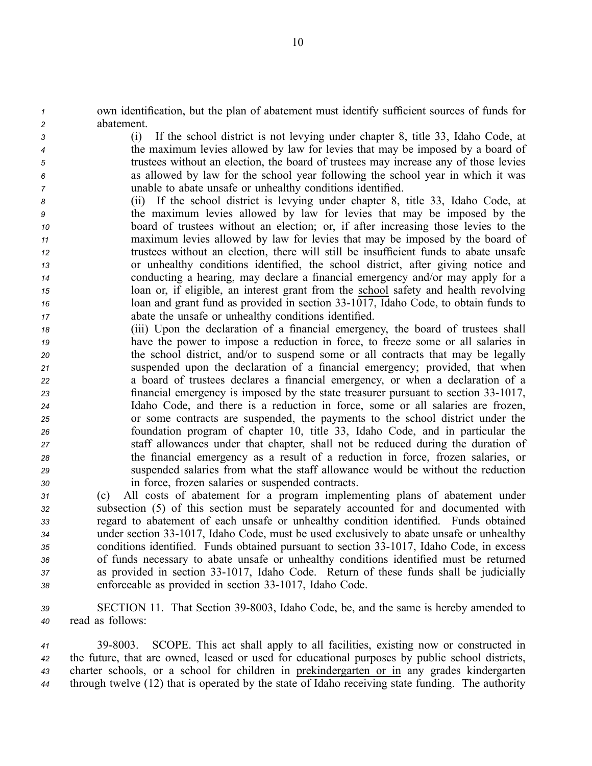own identification, but the plan of abatement must identify sufficient sources of funds for abatement.

(i) If the school district is not levying under chapter 8, title 33, Idaho Code, at the maximum levies allowed by law for levies that may be imposed by a board of trustees without an election, the board of trustees may increase any of those levies as allowed by law for the school year following the school year in which it was unable to abate unsafe or unhealthy conditions identified.

(ii) If the school district is levying under chapter 8, title 33, Idaho Code, at the maximum levies allowed by law for levies that may be imposed by the board of trustees without an election; or, if after increasing those levies to the maximum levies allowed by law for levies that may be imposed by the board of trustees without an election, there will still be insufficient funds to abate unsafe or unhealthy conditions identified, the school district, after giving notice and conducting a hearing, may declare a financial emergency and/or may apply for a loan or, if eligible, an interest grant from the school safety and health revolving loan and grant fund as provided in section 33-1017, Idaho Code, to obtain funds to abate the unsafe or unhealthy conditions identified.

(iii) Upon the declaration of a financial emergency, the board of trustees shall have the power to impose a reduction in force, to freeze some or all salaries in the school district, and/or to suspend some or all contracts that may be legally suspended upon the declaration of a financial emergency; provided, that when a board of trustees declares a financial emergency, or when a declaration of a financial emergency is imposed by the state treasurer pursuant to section 33-1017, Idaho Code, and there is a reduction in force, some or all salaries are frozen, or some contracts are suspended, the payments to the school district under the foundation program of chapter 10, title 33, Idaho Code, and in particular the staff allowances under that chapter, shall not be reduced during the duration of the financial emergency as a result of a reduction in force, frozen salaries, or suspended salaries from what the staff allowance would be without the reduction in force, frozen salaries or suspended contracts.

(c) All costs of abatement for a program implementing plans of abatement under subsection (5) of this section must be separately accounted for and documented with regard to abatement of each unsafe or unhealthy condition identified. Funds obtained under section 33-1017, Idaho Code, must be used exclusively to abate unsafe or unhealthy conditions identified. Funds obtained pursuant to section 33-1017, Idaho Code, in excess of funds necessary to abate unsafe or unhealthy conditions identified must be returned as provided in section 33-1017, Idaho Code. Return of these funds shall be judicially enforceable as provided in section 33-1017, Idaho Code.

SECTION 11. That Section 39-8003, Idaho Code, be, and the same is hereby amended to read as follows:

39-8003. SCOPE. This act shall apply to all facilities, existing now or constructed in the future, that are owned, leased or used for educational purposes by public school districts, charter schools, or a school for children in prekindergarten or in any grades kindergarten through twelve (12) that is operated by the state of Idaho receiving state funding. The authority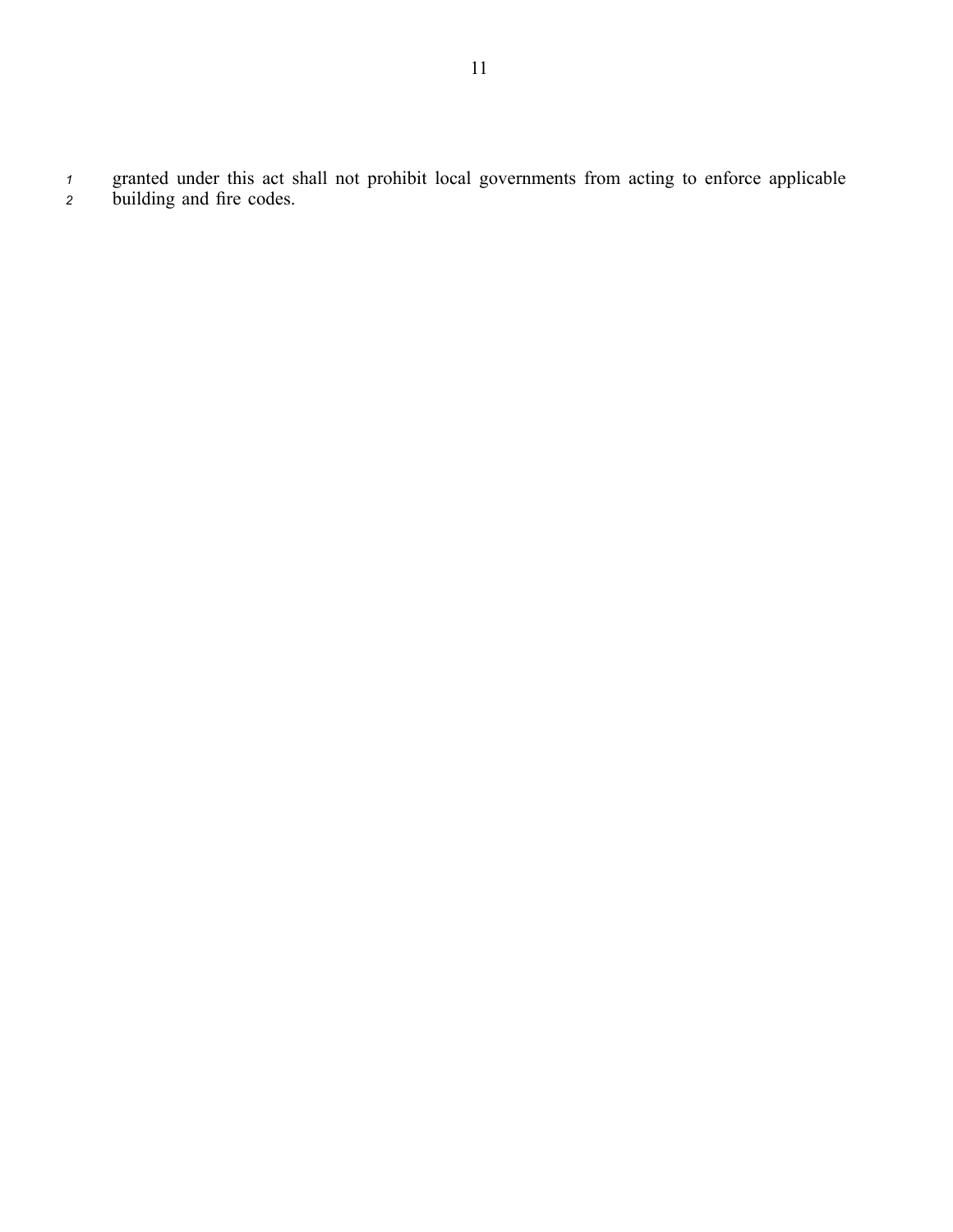granted under this act shall not prohibit local governments from acting to enforce applicable building and fire codes.